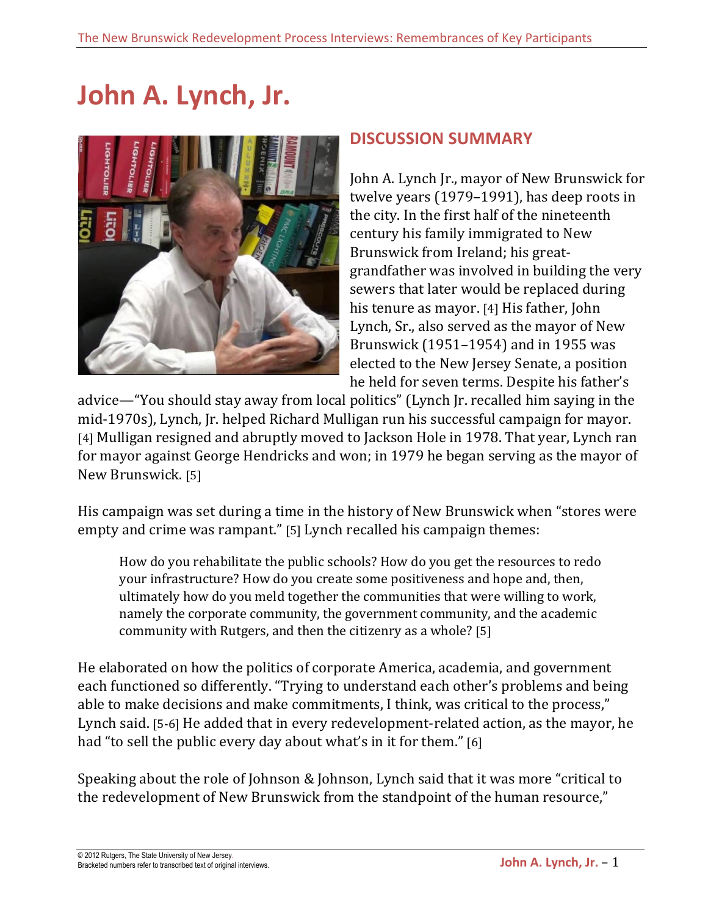# John A. Lynch, Jr.

## DISCUSSION SUMMARY

John A. Lynch Jr., mayor of New Brunswick for twelve years (1979–1991), has deep roots in the city. In the first half of the nineteenth century his family immigrated to New Brunswick from Ireland; his great-grandfather was involved in building the very sewers that later would be replaced during his tenure as mayor. [4] His father, John Lynch, Sr., also served as the mayor of New Brunswick (1951–1954) and in 1955 was elected to the New Jersey Senate, a position he held for seven terms. Despite his father's advice—"You should stay away from local politics" (Lynch Jr. recalled him saying in the mid-1970s), Lynch, Jr. helped Richard Mulligan run his successful campaign for mayor. [4] Mulligan resigned and abruptly moved to Jackson Hole in 1978. That year, Lynch ran for mayor against George Hendricks and won; in 1979 he began serving as the mayor of New Brunswick. [5]

His campaign was set during a time in the history of New Brunswick when "stores were empty and crime was rampant." [5] Lynch recalled his campaign themes:

> How do you rehabilitate the public schools? How do you get the resources to redo your infrastructure? How do you create some positiveness and hope and, then, ultimately how do you meld together the communities that were willing to work, namely the corporate community, the government community, and the academic community with Rutgers, and then the citizenry as a whole? [5]

He elaborated on how the politics of corporate America, academia, and government each functioned so differently. "Trying to understand each other's problems and being able to make decisions and make commitments, I think, was critical to the process," Lynch said. [5-6] He added that in every redevelopment-related action, as the mayor, he had "to sell the public every day about what's in it for them." [6]

Speaking about the role of Johnson & Johnson, Lynch said that it was more "critical to the redevelopment of New Brunswick from the standpoint of the human resource,"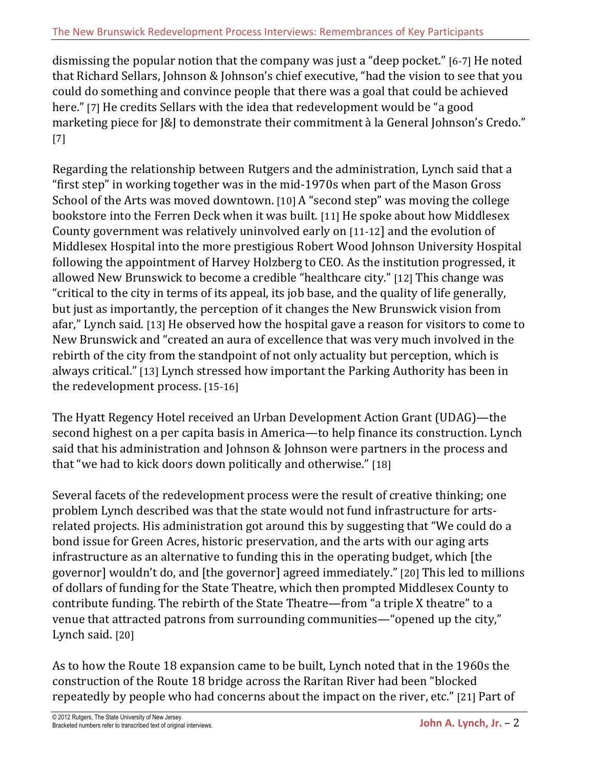dismissing the popular notion that the company was just a "deep pocket." [6-7] He noted that Richard Sellars, Johnson & Johnson's chief executive, "had the vision to see that you could do something and convince people that there was a goal that could be achieved here." [7] He credits Sellars with the idea that redevelopment would be "a good marketing piece for J&J to demonstrate their commitment à la General Johnson's Credo." [7]

Regarding the relationship between Rutgers and the administration, Lynch said that a "first step" in working together was in the mid-1970s when part of the Mason Gross School of the Arts was moved downtown. [10] A "second step" was moving the college bookstore into the Ferren Deck when it was built. [11] He spoke about how Middlesex County government was relatively uninvolved early on [11-12] and the evolution of Middlesex Hospital into the more prestigious Robert Wood Johnson University Hospital following the appointment of Harvey Holzberg to CEO. As the institution progressed, it allowed New Brunswick to become a credible "healthcare city." [12] This change was "critical to the city in terms of its appeal, its job base, and the quality of life generally, but just as importantly, the perception of it changes the New Brunswick vision from afar," Lynch said. [13] He observed how the hospital gave a reason for visitors to come to New Brunswick and "created an aura of excellence that was very much involved in the rebirth of the city from the standpoint of not only actuality but perception, which is always critical." [13] Lynch stressed how important the Parking Authority has been in the redevelopment process. [15-16]

The Hyatt Regency Hotel received an Urban Development Action Grant (UDAG)—the second highest on a per capita basis in America—to help finance its construction. Lynch said that his administration and Johnson & Johnson were partners in the process and that "we had to kick doors down politically and otherwise." [18]

Several facets of the redevelopment process were the result of creative thinking; one problem Lynch described was that the state would not fund infrastructure for arts-related projects. His administration got around this by suggesting that "We could do a bond issue for Green Acres, historic preservation, and the arts with our aging arts infrastructure as an alternative to funding this in the operating budget, which [the governor] wouldn't do, and [the governor] agreed immediately." [20] This led to millions of dollars of funding for the State Theatre, which then prompted Middlesex County to contribute funding. The rebirth of the State Theatre—from "a triple X theatre" to a venue that attracted patrons from surrounding communities—"opened up the city," Lynch said. [20]

As to how the Route 18 expansion came to be built, Lynch noted that in the 1960s the construction of the Route 18 bridge across the Raritan River had been "blocked repeatedly by people who had concerns about the impact on the river, etc." [21] Part of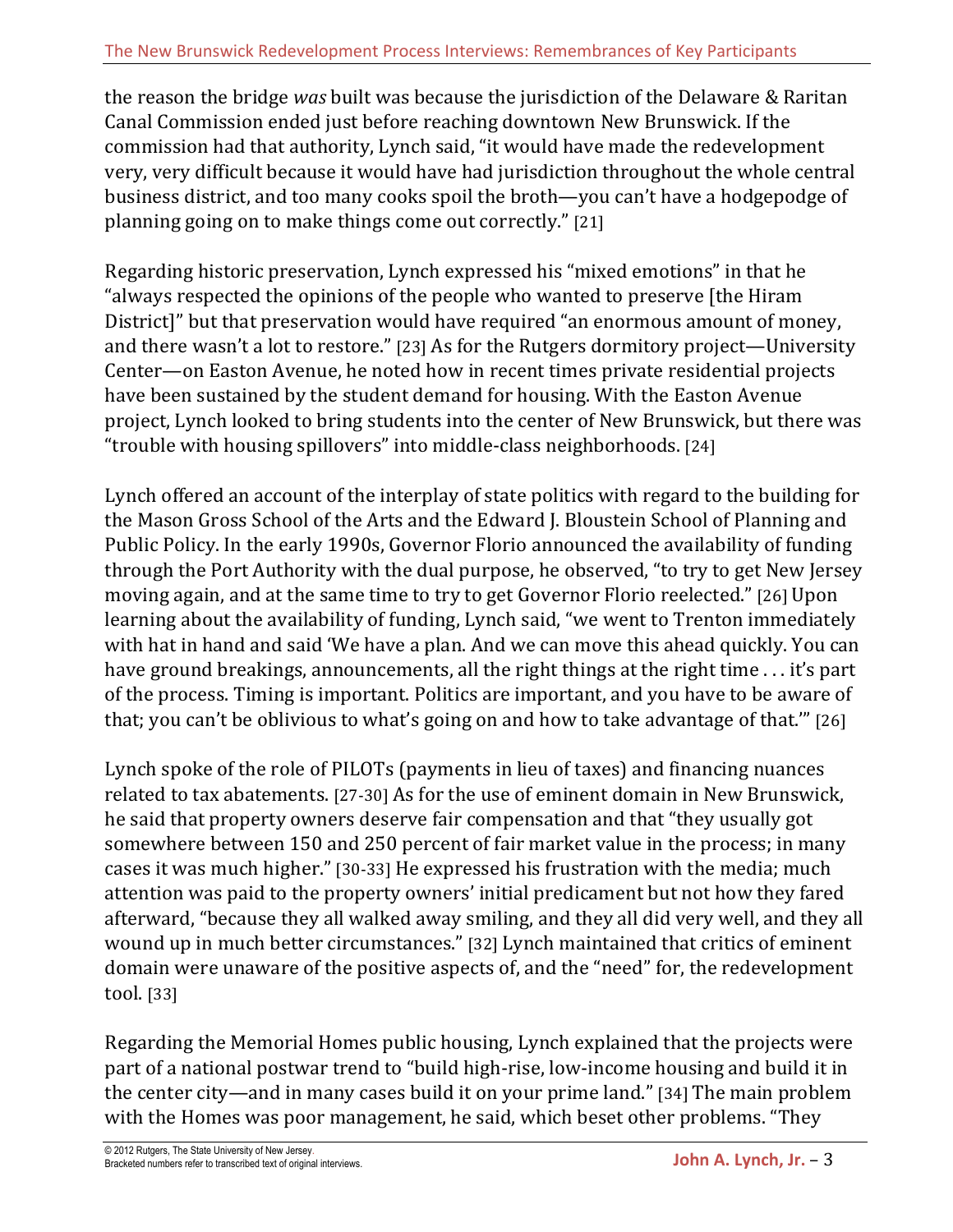the reason the bridge *was* built was because the jurisdiction of the Delaware & Raritan Canal Commission ended just before reaching downtown New Brunswick. If the commission had that authority, Lynch said, "it would have made the redevelopment very, very difficult because it would have had jurisdiction throughout the whole central business district, and too many cooks spoil the broth—you can't have a hodgepodge of planning going on to make things come out correctly." [21]

Regarding historic preservation, Lynch expressed his "mixed emotions" in that he "always respected the opinions of the people who wanted to preserve [the Hiram District]" but that preservation would have required "an enormous amount of money, and there wasn't a lot to restore." [23] As for the Rutgers dormitory project—University Center—on Easton Avenue, he noted how in recent times private residential projects have been sustained by the student demand for housing. With the Easton Avenue project, Lynch looked to bring students into the center of New Brunswick, but there was "trouble with housing spillovers" into middle-class neighborhoods. [24]

Lynch offered an account of the interplay of state politics with regard to the building for the Mason Gross School of the Arts and the Edward J. Bloustein School of Planning and Public Policy. In the early 1990s, Governor Florio announced the availability of funding through the Port Authority with the dual purpose, he observed, "to try to get New Jersey moving again, and at the same time to try to get Governor Florio reelected." [26] Upon learning about the availability of funding, Lynch said, "we went to Trenton immediately with hat in hand and said 'We have a plan. And we can move this ahead quickly. You can have ground breakings, announcements, all the right things at the right time . . . it's part of the process. Timing is important. Politics are important, and you have to be aware of that; you can't be oblivious to what's going on and how to take advantage of that.'" [26]

Lynch spoke of the role of PILOTs (payments in lieu of taxes) and financing nuances related to tax abatements. [27-30] As for the use of eminent domain in New Brunswick, he said that property owners deserve fair compensation and that "they usually got somewhere between 150 and 250 percent of fair market value in the process; in many cases it was much higher." [30-33] He expressed his frustration with the media; much attention was paid to the property owners' initial predicament but not how they fared afterward, "because they all walked away smiling, and they all did very well, and they all wound up in much better circumstances." [32] Lynch maintained that critics of eminent domain were unaware of the positive aspects of, and the "need" for, the redevelopment tool. [33]

Regarding the Memorial Homes public housing, Lynch explained that the projects were part of a national postwar trend to "build high-rise, low-income housing and build it in the center city—and in many cases build it on your prime land." [34] The main problem with the Homes was poor management, he said, which beset other problems. "They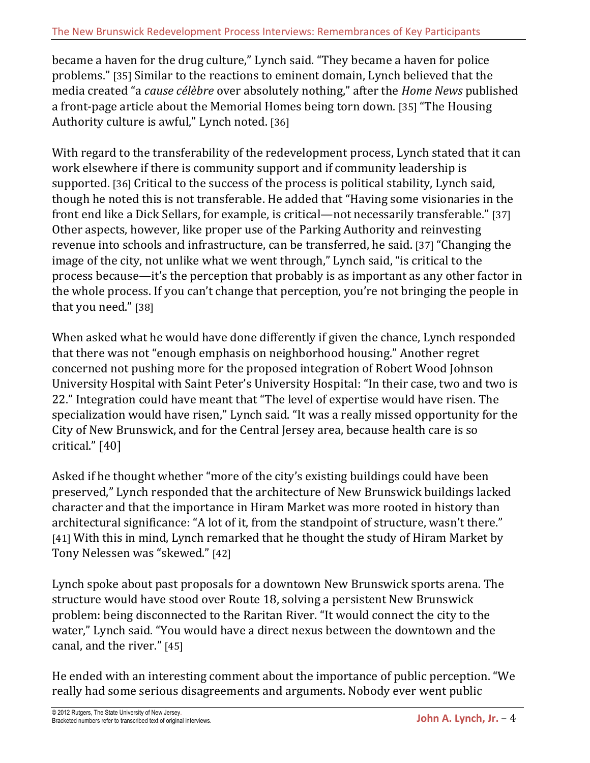became a haven for the drug culture," Lynch said. "They became a haven for police problems." [35] Similar to the reactions to eminent domain, Lynch believed that the media created "a *cause célèbre* over absolutely nothing," after the *Home News* published a front-page article about the Memorial Homes being torn down. [35] "The Housing Authority culture is awful," Lynch noted. [36]

With regard to the transferability of the redevelopment process, Lynch stated that it can work elsewhere if there is community support and if community leadership is supported. [36] Critical to the success of the process is political stability, Lynch said, though he noted this is not transferable. He added that "Having some visionaries in the front end like a Dick Sellars, for example, is critical—not necessarily transferable." [37] Other aspects, however, like proper use of the Parking Authority and reinvesting revenue into schools and infrastructure, can be transferred, he said. [37] "Changing the image of the city, not unlike what we went through," Lynch said, "is critical to the process because—it's the perception that probably is as important as any other factor in the whole process. If you can't change that perception, you're not bringing the people in that you need." [38]

When asked what he would have done differently if given the chance, Lynch responded that there was not "enough emphasis on neighborhood housing." Another regret concerned not pushing more for the proposed integration of Robert Wood Johnson University Hospital with Saint Peter's University Hospital: "In their case, two and two is 22." Integration could have meant that "The level of expertise would have risen. The specialization would have risen," Lynch said. "It was a really missed opportunity for the City of New Brunswick, and for the Central Jersey area, because health care is so critical." [40]

Asked if he thought whether "more of the city's existing buildings could have been preserved," Lynch responded that the architecture of New Brunswick buildings lacked character and that the importance in Hiram Market was more rooted in history than architectural significance: "A lot of it, from the standpoint of structure, wasn't there." [41] With this in mind, Lynch remarked that he thought the study of Hiram Market by Tony Nelessen was "skewed." [42]

Lynch spoke about past proposals for a downtown New Brunswick sports arena. The structure would have stood over Route 18, solving a persistent New Brunswick problem: being disconnected to the Raritan River. "It would connect the city to the water," Lynch said. "You would have a direct nexus between the downtown and the canal, and the river." [45]

He ended with an interesting comment about the importance of public perception. "We really had some serious disagreements and arguments. Nobody ever went public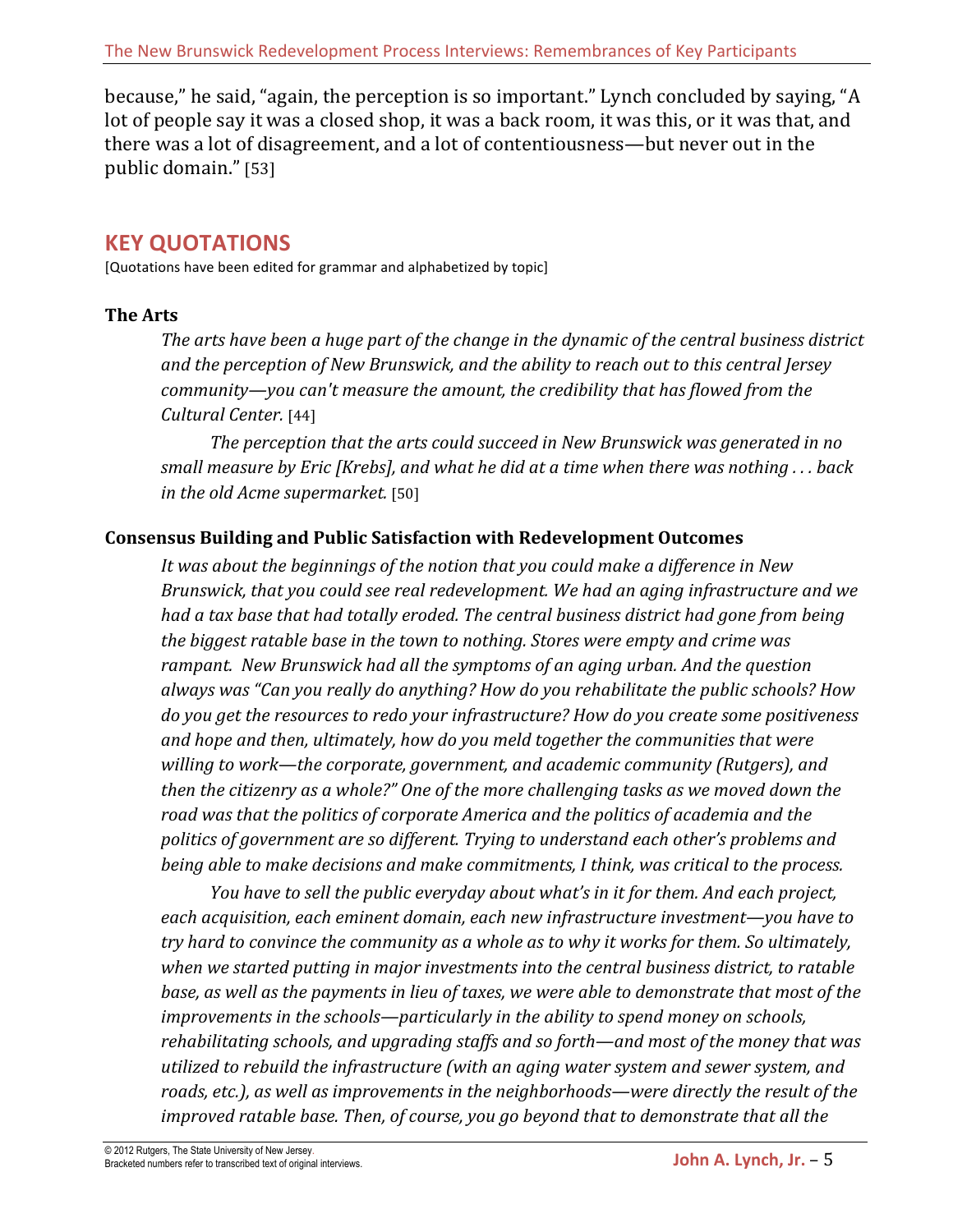because," he said, "again, the perception is so important." Lynch concluded by saying, "A lot of people say it was a closed shop, it was a back room, it was this, or it was that, and there was a lot of disagreement, and a lot of contentiousness—but never out in the public domain." [53]

## KEY QUOTATIONS

[Quotations have been edited for grammar and alphabetized by topic]

### The Arts

*The arts have been a huge part of the change in the dynamic of the central business district and the perception of New Brunswick, and the ability to reach out to this central Jersey community—you can't measure the amount, the credibility that has flowed from the Cultural Center.* [44]

*The perception that the arts could succeed in New Brunswick was generated in no small measure by Eric [Krebs], and what he did at a time when there was nothing . . . back in the old Acme supermarket.* [50]

### Consensus Building and Public Satisfaction with Redevelopment Outcomes

*It was about the beginnings of the notion that you could make a difference in New Brunswick, that you could see real redevelopment. We had an aging infrastructure and we had a tax base that had totally eroded. The central business district had gone from being the biggest ratable base in the town to nothing. Stores were empty and crime was rampant. New Brunswick had all the symptoms of an aging urban. And the question always was "Can you really do anything? How do you rehabilitate the public schools? How do you get the resources to redo your infrastructure? How do you create some positiveness and hope and then, ultimately, how do you meld together the communities that were willing to work—the corporate, government, and academic community (Rutgers), and then the citizenry as a whole?" One of the more challenging tasks as we moved down the road was that the politics of corporate America and the politics of academia and the politics of government are so different. Trying to understand each other's problems and being able to make decisions and make commitments, I think, was critical to the process.*

*You have to sell the public everyday about what's in it for them. And each project, each acquisition, each eminent domain, each new infrastructure investment—you have to try hard to convince the community as a whole as to why it works for them. So ultimately, when we started putting in major investments into the central business district, to ratable base, as well as the payments in lieu of taxes, we were able to demonstrate that most of the improvements in the schools—particularly in the ability to spend money on schools, rehabilitating schools, and upgrading staffs and so forth—and most of the money that was utilized to rebuild the infrastructure (with an aging water system and sewer system, and roads, etc.), as well as improvements in the neighborhoods—were directly the result of the improved ratable base. Then, of course, you go beyond that to demonstrate that all the*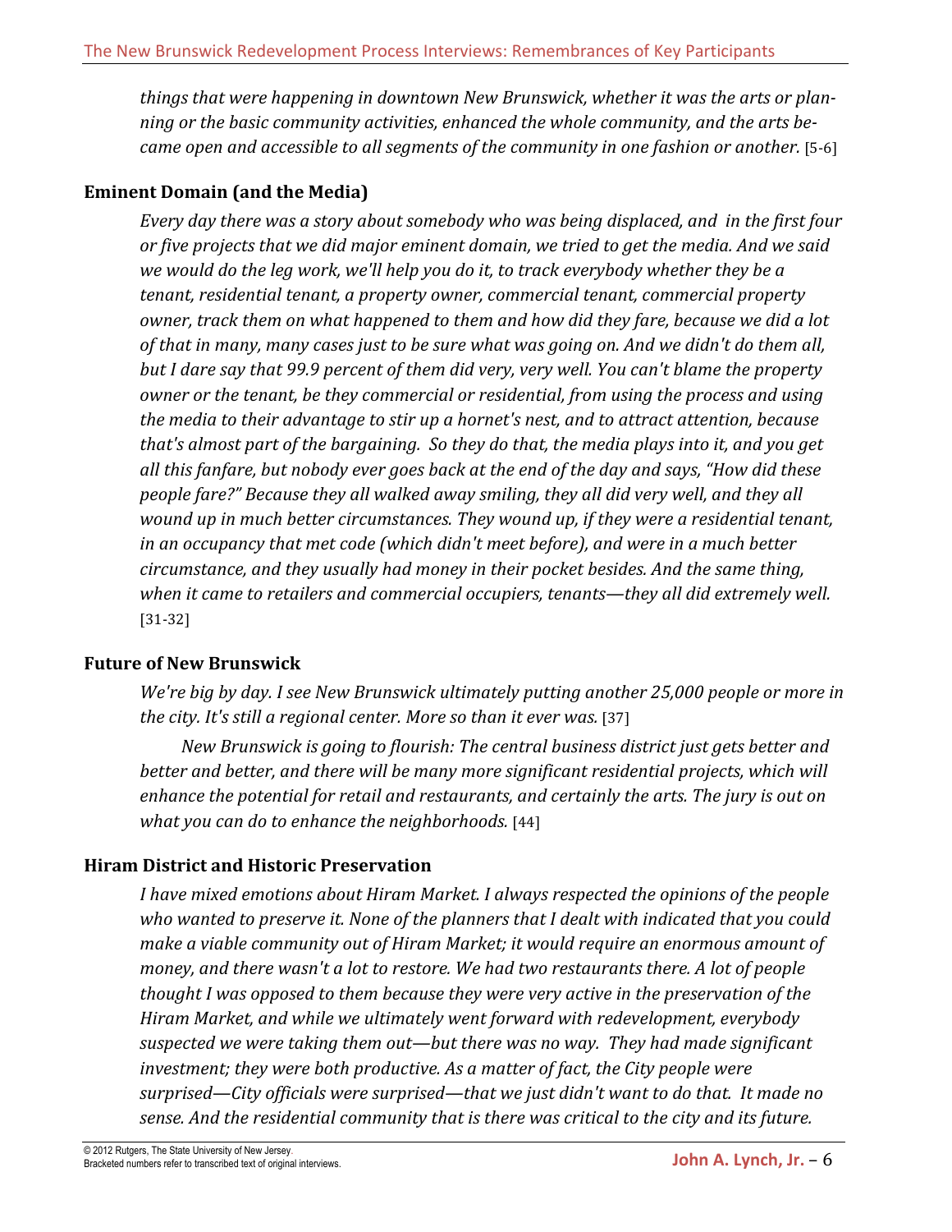*things that were happening in downtown New Brunswick, whether it was the arts or planning or the basic community activities, enhanced the whole community, and the arts became open and accessible to all segments of the community in one fashion or another.* [5-6]

### Eminent Domain (and the Media)

*Every day there was a story about somebody who was being displaced, and in the first four or five projects that we did major eminent domain, we tried to get the media. And we said we would do the leg work, we'll help you do it, to track everybody whether they be a tenant, residential tenant, a property owner, commercial tenant, commercial property owner, track them on what happened to them and how did they fare, because we did a lot of that in many, many cases just to be sure what was going on. And we didn't do them all, but I dare say that 99.9 percent of them did very, very well. You can't blame the property owner or the tenant, be they commercial or residential, from using the process and using the media to their advantage to stir up a hornet's nest, and to attract attention, because that's almost part of the bargaining. So they do that, the media plays into it, and you get all this fanfare, but nobody ever goes back at the end of the day and says, "How did these people fare?" Because they all walked away smiling, they all did very well, and they all wound up in much better circumstances. They wound up, if they were a residential tenant, in an occupancy that met code (which didn't meet before), and were in a much better circumstance, and they usually had money in their pocket besides. And the same thing, when it came to retailers and commercial occupiers, tenants—they all did extremely well.* [31-32]

### Future of New Brunswick

*We're big by day. I see New Brunswick ultimately putting another 25,000 people or more in the city. It's still a regional center. More so than it ever was.* [37]

*New Brunswick is going to flourish: The central business district just gets better and better and better, and there will be many more significant residential projects, which will enhance the potential for retail and restaurants, and certainly the arts. The jury is out on what you can do to enhance the neighborhoods.* [44]

### Hiram District and Historic Preservation

*I have mixed emotions about Hiram Market. I always respected the opinions of the people who wanted to preserve it. None of the planners that I dealt with indicated that you could make a viable community out of Hiram Market; it would require an enormous amount of money, and there wasn't a lot to restore. We had two restaurants there. A lot of people thought I was opposed to them because they were very active in the preservation of the Hiram Market, and while we ultimately went forward with redevelopment, everybody suspected we were taking them out—but there was no way. They had made significant investment; they were both productive. As a matter of fact, the City people were surprised—City officials were surprised—that we just didn't want to do that. It made no sense. And the residential community that is there was critical to the city and its future.*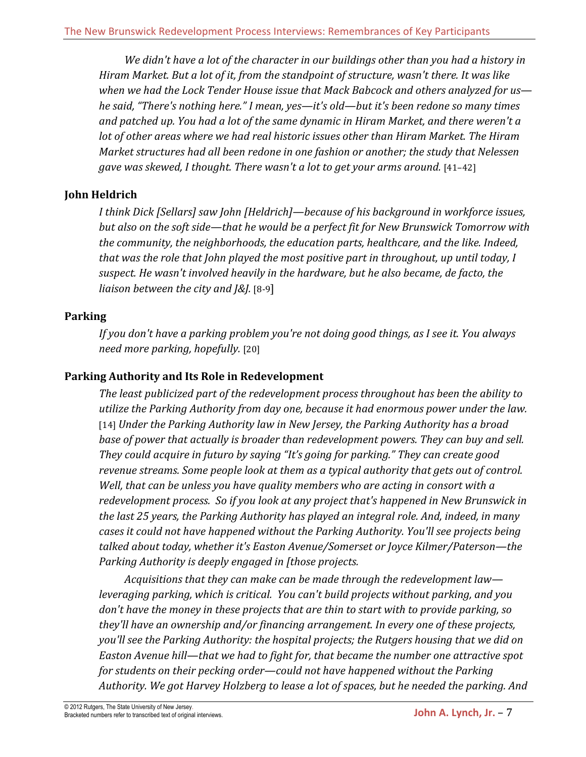*We didn't have a lot of the character in our buildings other than you had a history in Hiram Market. But a lot of it, from the standpoint of structure, wasn't there. It was like when we had the Lock Tender House issue that Mack Babcock and others analyzed for us—he said, "There's nothing here." I mean, yes—it's old—but it's been redone so many times and patched up. You had a lot of the same dynamic in Hiram Market, and there weren't a lot of other areas where we had real historic issues other than Hiram Market. The Hiram Market structures had all been redone in one fashion or another; the study that Nelessen gave was skewed, I thought. There wasn't a lot to get your arms around.* [41–42]

### John Heldrich

*I think Dick [Sellars] saw John [Heldrich]—because of his background in workforce issues, but also on the soft side—that he would be a perfect fit for New Brunswick Tomorrow with the community, the neighborhoods, the education parts, healthcare, and the like. Indeed, that was the role that John played the most positive part in throughout, up until today, I suspect. He wasn't involved heavily in the hardware, but he also became, de facto, the liaison between the city and J&J.* [8-9]

### Parking

*If you don't have a parking problem you're not doing good things, as I see it. You always need more parking, hopefully.* [20]

### Parking Authority and Its Role in Redevelopment

*The least publicized part of the redevelopment process throughout has been the ability to utilize the Parking Authority from day one, because it had enormous power under the law.* [14] *Under the Parking Authority law in New Jersey, the Parking Authority has a broad base of power that actually is broader than redevelopment powers. They can buy and sell. They could acquire in futuro by saying "It's going for parking." They can create good revenue streams. Some people look at them as a typical authority that gets out of control. Well, that can be unless you have quality members who are acting in consort with a redevelopment process. So if you look at any project that's happened in New Brunswick in the last 25 years, the Parking Authority has played an integral role. And, indeed, in many cases it could not have happened without the Parking Authority. You'll see projects being talked about today, whether it's Easton Avenue/Somerset or Joyce Kilmer/Paterson—the Parking Authority is deeply engaged in [those projects.*

*Acquisitions that they can make can be made through the redevelopment law—leveraging parking, which is critical. You can't build projects without parking, and you don't have the money in these projects that are thin to start with to provide parking, so they'll have an ownership and/or financing arrangement. In every one of these projects, you'll see the Parking Authority: the hospital projects; the Rutgers housing that we did on Easton Avenue hill—that we had to fight for, that became the number one attractive spot for students on their pecking order—could not have happened without the Parking Authority. We got Harvey Holzberg to lease a lot of spaces, but he needed the parking. And*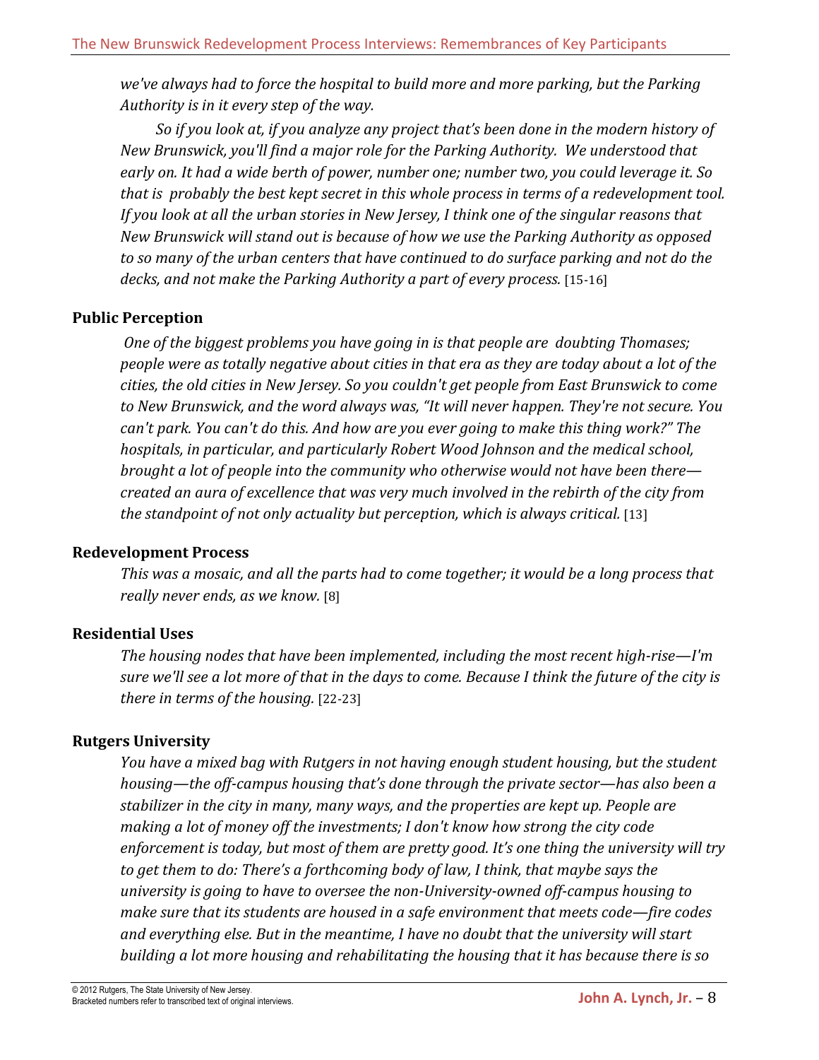*we've always had to force the hospital to build more and more parking, but the Parking Authority is in it every step of the way.*

*So if you look at, if you analyze any project that's been done in the modern history of New Brunswick, you'll find a major role for the Parking Authority. We understood that early on. It had a wide berth of power, number one; number two, you could leverage it. So that is probably the best kept secret in this whole process in terms of a redevelopment tool. If you look at all the urban stories in New Jersey, I think one of the singular reasons that New Brunswick will stand out is because of how we use the Parking Authority as opposed to so many of the urban centers that have continued to do surface parking and not do the decks, and not make the Parking Authority a part of every process.* [15-16]

### Public Perception

*One of the biggest problems you have going in is that people are doubting Thomases; people were as totally negative about cities in that era as they are today about a lot of the cities, the old cities in New Jersey. So you couldn't get people from East Brunswick to come to New Brunswick, and the word always was, "It will never happen. They're not secure. You can't park. You can't do this. And how are you ever going to make this thing work?" The hospitals, in particular, and particularly Robert Wood Johnson and the medical school, brought a lot of people into the community who otherwise would not have been there—created an aura of excellence that was very much involved in the rebirth of the city from the standpoint of not only actuality but perception, which is always critical.* [13]

### Redevelopment Process

*This was a mosaic, and all the parts had to come together; it would be a long process that really never ends, as we know.* [8]

### Residential Uses

*The housing nodes that have been implemented, including the most recent high-rise—I'm sure we'll see a lot more of that in the days to come. Because I think the future of the city is there in terms of the housing.* [22-23]

### Rutgers University

*You have a mixed bag with Rutgers in not having enough student housing, but the student housing—the off-campus housing that's done through the private sector—has also been a stabilizer in the city in many, many ways, and the properties are kept up. People are making a lot of money off the investments; I don't know how strong the city code enforcement is today, but most of them are pretty good. It's one thing the university will try to get them to do: There's a forthcoming body of law, I think, that maybe says the university is going to have to oversee the non-University-owned off-campus housing to make sure that its students are housed in a safe environment that meets code—fire codes and everything else. But in the meantime, I have no doubt that the university will start building a lot more housing and rehabilitating the housing that it has because there is so*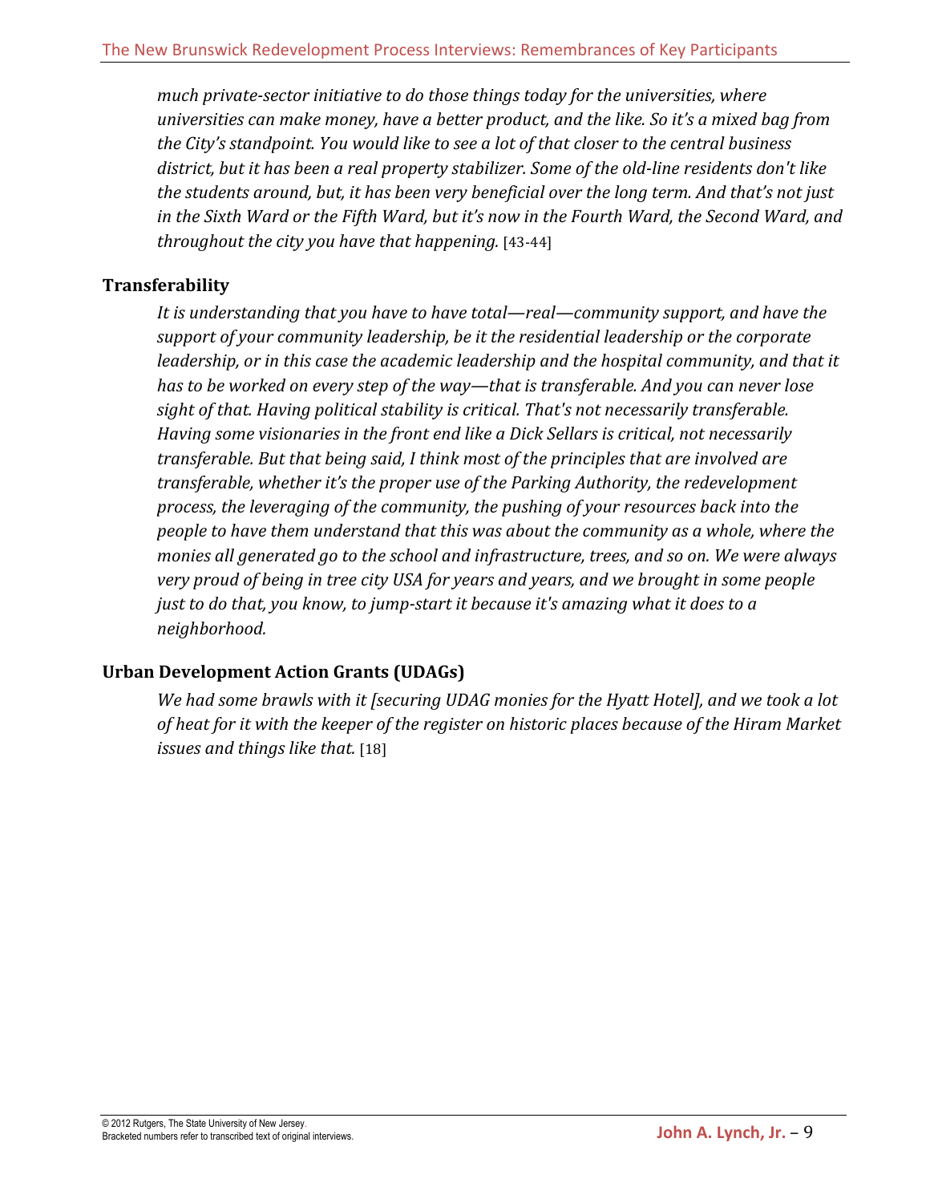*much private-sector initiative to do those things today for the universities, where universities can make money, have a better product, and the like. So it's a mixed bag from the City's standpoint. You would like to see a lot of that closer to the central business district, but it has been a real property stabilizer. Some of the old-line residents don't like the students around, but, it has been very beneficial over the long term. And that's not just in the Sixth Ward or the Fifth Ward, but it's now in the Fourth Ward, the Second Ward, and throughout the city you have that happening.* [43-44]

### Transferability

*It is understanding that you have to have total—real—community support, and have the support of your community leadership, be it the residential leadership or the corporate leadership, or in this case the academic leadership and the hospital community, and that it has to be worked on every step of the way—that is transferable. And you can never lose sight of that. Having political stability is critical. That's not necessarily transferable. Having some visionaries in the front end like a Dick Sellars is critical, not necessarily transferable. But that being said, I think most of the principles that are involved are transferable, whether it's the proper use of the Parking Authority, the redevelopment process, the leveraging of the community, the pushing of your resources back into the people to have them understand that this was about the community as a whole, where the monies all generated go to the school and infrastructure, trees, and so on. We were always very proud of being in tree city USA for years and years, and we brought in some people just to do that, you know, to jump-start it because it's amazing what it does to a neighborhood.*

### Urban Development Action Grants (UDAGs)

*We had some brawls with it [securing UDAG monies for the Hyatt Hotel], and we took a lot of heat for it with the keeper of the register on historic places because of the Hiram Market issues and things like that.* [18]